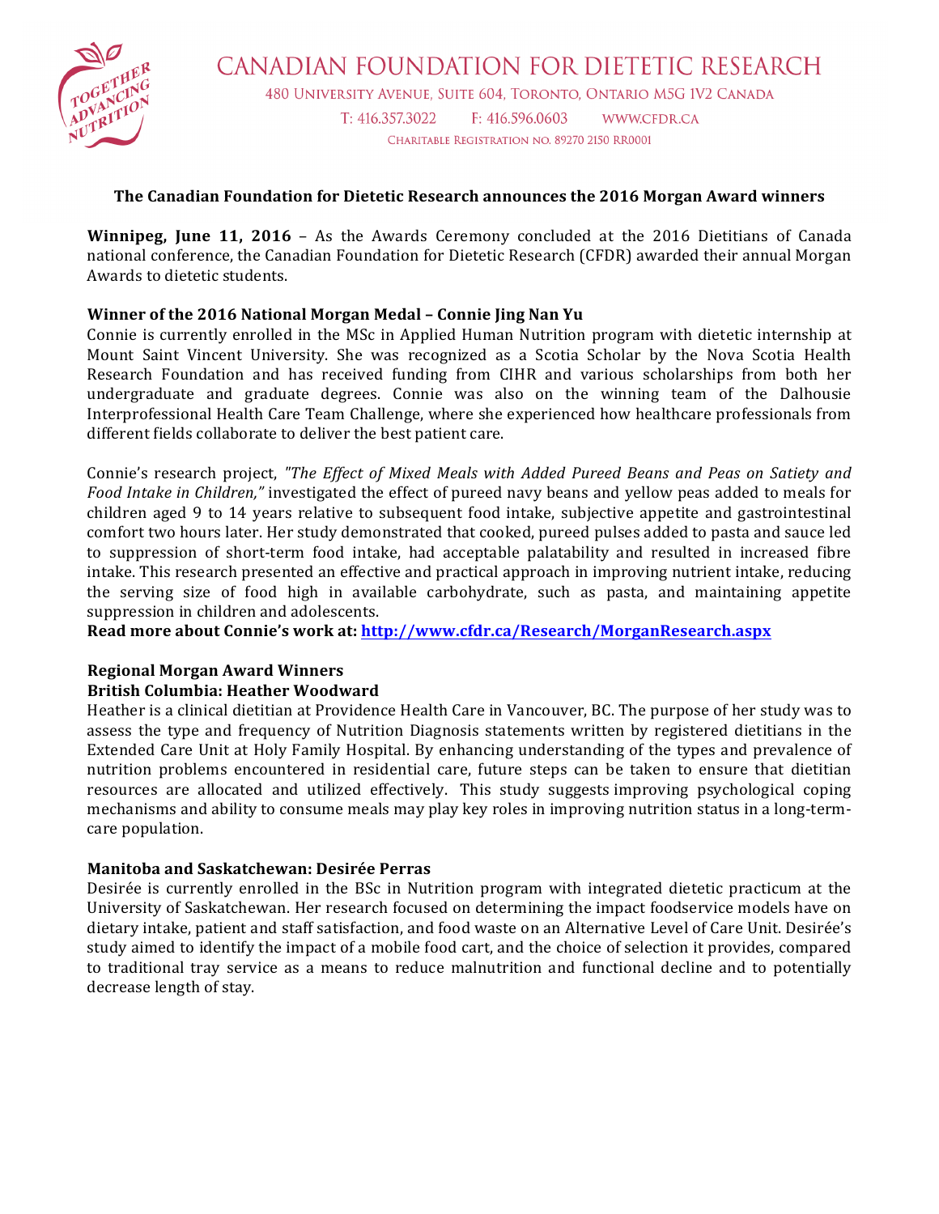# CANADIAN FOUNDATION FOR DIETETIC RESEARCH

480 UNIVERSITY AVENUE, SUITE 604, TORONTO, ONTARIO M5G 1V2 CANADA

T: 416.357.3022 F: 416.596.0603 WWW.CFDR.CA

CHARITABLE REGISTRATION NO. 89270 2150 RR0001

## The Canadian Foundation for Dietetic Research announces the 2016 Morgan Award winners

**Winnipeg, June 11, 2016** – As the Awards Ceremony concluded at the 2016 Dietitians of Canada national conference, the Canadian Foundation for Dietetic Research (CFDR) awarded their annual Morgan Awards to dietetic students.

### Winner of the 2016 National Morgan Medal – Connie Jing Nan Yu

Connie is currently enrolled in the MSc in Applied Human Nutrition program with dietetic internship at Mount Saint Vincent University. She was recognized as a Scotia Scholar by the Nova Scotia Health Research Foundation and has received funding from CIHR and various scholarships from both her undergraduate and graduate degrees. Connie was also on the winning team of the Dalhousie Interprofessional Health Care Team Challenge, where she experienced how healthcare professionals from different fields collaborate to deliver the best patient care.

Connie's research project, *"The Effect of Mixed Meals with Added Pureed Beans and Peas on Satiety and Food Intake in Children,"* investigated the effect of pureed navy beans and yellow peas added to meals for children aged 9 to 14 years relative to subsequent food intake, subjective appetite and gastrointestinal comfort two hours later. Her study demonstrated that cooked, pureed pulses added to pasta and sauce led to suppression of short-term food intake, had acceptable palatability and resulted in increased fibre intake. This research presented an effective and practical approach in improving nutrient intake, reducing the serving size of food high in available carbohydrate, such as pasta, and maintaining appetite suppression in children and adolescents.

**Read more about Connie's work at: [http://www.cfdr.ca/Research/MorganResearch.aspx](http://www.cfdr.ca/Research/MorganResearch.aspx)**

### Regional Morgan Award Winners

### British Columbia: Heather Woodward

Heather is a clinical dietitian at Providence Health Care in Vancouver, BC. The purpose of her study was to assess the type and frequency of Nutrition Diagnosis statements written by registered dietitians in the Extended Care Unit at Holy Family Hospital. By enhancing understanding of the types and prevalence of nutrition problems encountered in residential care, future steps can be taken to ensure that dietitian resources are allocated and utilized effectively. This study suggests improving psychological coping mechanisms and ability to consume meals may play key roles in improving nutrition status in a long-term-care population.

### Manitoba and Saskatchewan: Desirée Perras

Desirée is currently enrolled in the BSc in Nutrition program with integrated dietetic practicum at the University of Saskatchewan. Her research focused on determining the impact foodservice models have on dietary intake, patient and staff satisfaction, and food waste on an Alternative Level of Care Unit. Desirée's study aimed to identify the impact of a mobile food cart, and the choice of selection it provides, compared to traditional tray service as a means to reduce malnutrition and functional decline and to potentially decrease length of stay.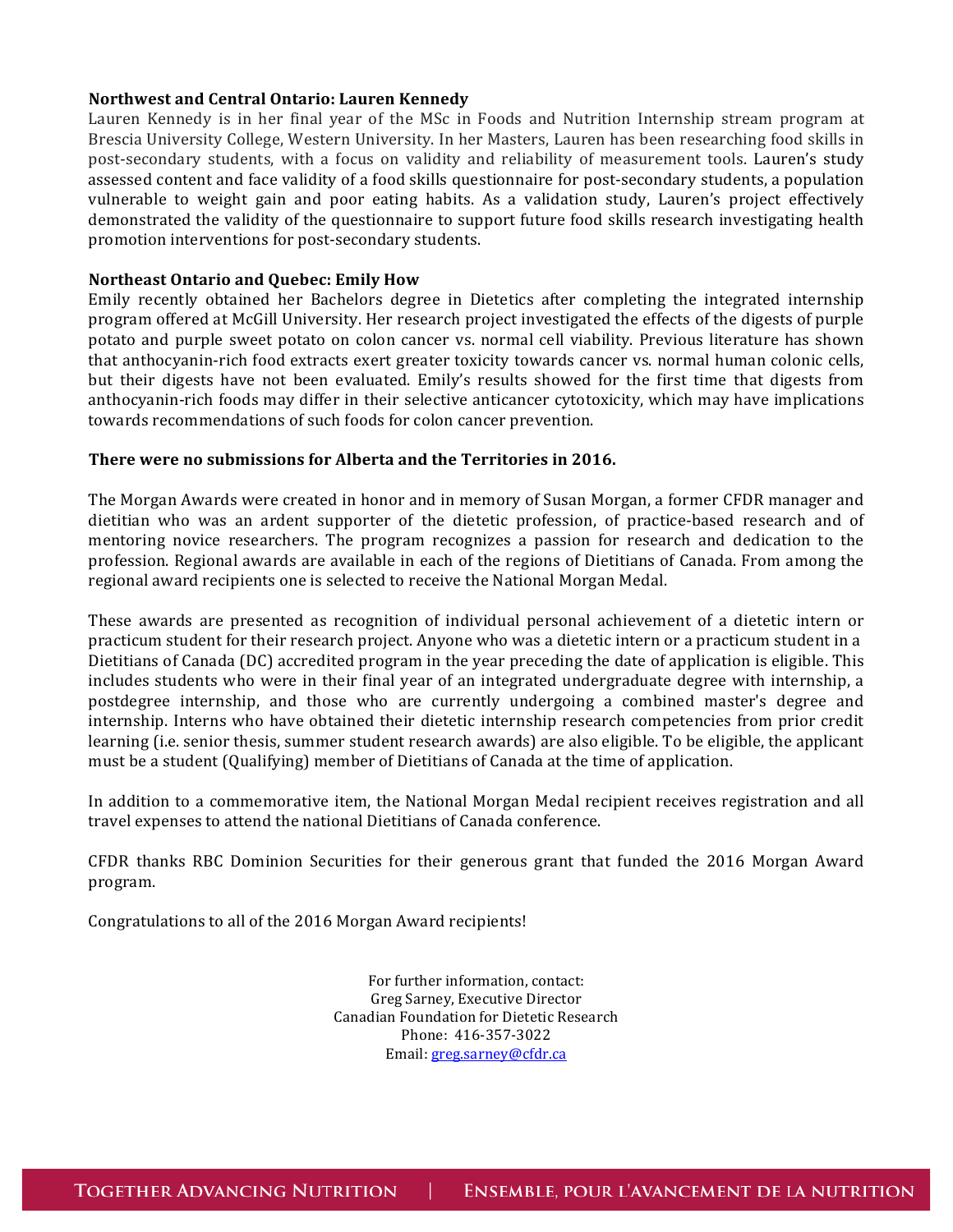**Northwest and Central Ontario: Lauren Kennedy**

Lauren Kennedy is in her final year of the MSc in Foods and Nutrition Internship stream program at Brescia University College, Western University. In her Masters, Lauren has been researching food skills in post-secondary students, with a focus on validity and reliability of measurement tools. Lauren's study assessed content and face validity of a food skills questionnaire for post-secondary students, a population vulnerable to weight gain and poor eating habits. As a validation study, Lauren's project effectively demonstrated the validity of the questionnaire to support future food skills research investigating health promotion interventions for post-secondary students.

**Northeast Ontario and Quebec: Emily How**

Emily recently obtained her Bachelors degree in Dietetics after completing the integrated internship program offered at McGill University. Her research project investigated the effects of the digests of purple potato and purple sweet potato on colon cancer vs. normal cell viability. Previous literature has shown that anthocyanin-rich food extracts exert greater toxicity towards cancer vs. normal human colonic cells, but their digests have not been evaluated. Emily's results showed for the first time that digests from anthocyanin-rich foods may differ in their selective anticancer cytotoxicity, which may have implications towards recommendations of such foods for colon cancer prevention.

**There were no submissions for Alberta and the Territories in 2016.**

The Morgan Awards were created in honor and in memory of Susan Morgan, a former CFDR manager and dietitian who was an ardent supporter of the dietetic profession, of practice-based research and of mentoring novice researchers. The program recognizes a passion for research and dedication to the profession. Regional awards are available in each of the regions of Dietitians of Canada. From among the regional award recipients one is selected to receive the National Morgan Medal.

These awards are presented as recognition of individual personal achievement of a dietetic intern or practicum student for their research project. Anyone who was a dietetic intern or a practicum student in a Dietitians of Canada (DC) accredited program in the year preceding the date of application is eligible. This includes students who were in their final year of an integrated undergraduate degree with internship, a postdegree internship, and those who are currently undergoing a combined master's degree and internship. Interns who have obtained their dietetic internship research competencies from prior credit learning (i.e. senior thesis, summer student research awards) are also eligible. To be eligible, the applicant must be a student (Qualifying) member of Dietitians of Canada at the time of application.

In addition to a commemorative item, the National Morgan Medal recipient receives registration and all travel expenses to attend the national Dietitians of Canada conference.

CFDR thanks RBC Dominion Securities for their generous grant that funded the 2016 Morgan Award program.

Congratulations to all of the 2016 Morgan Award recipients!

For further information, contact:
Greg Sarney, Executive Director
Canadian Foundation for Dietetic Research
Phone: 416-357-3022
Email: greg.sarney@cfdr.ca

Together Advancing Nutrition | Ensemble, pour l'avancement de la nutrition